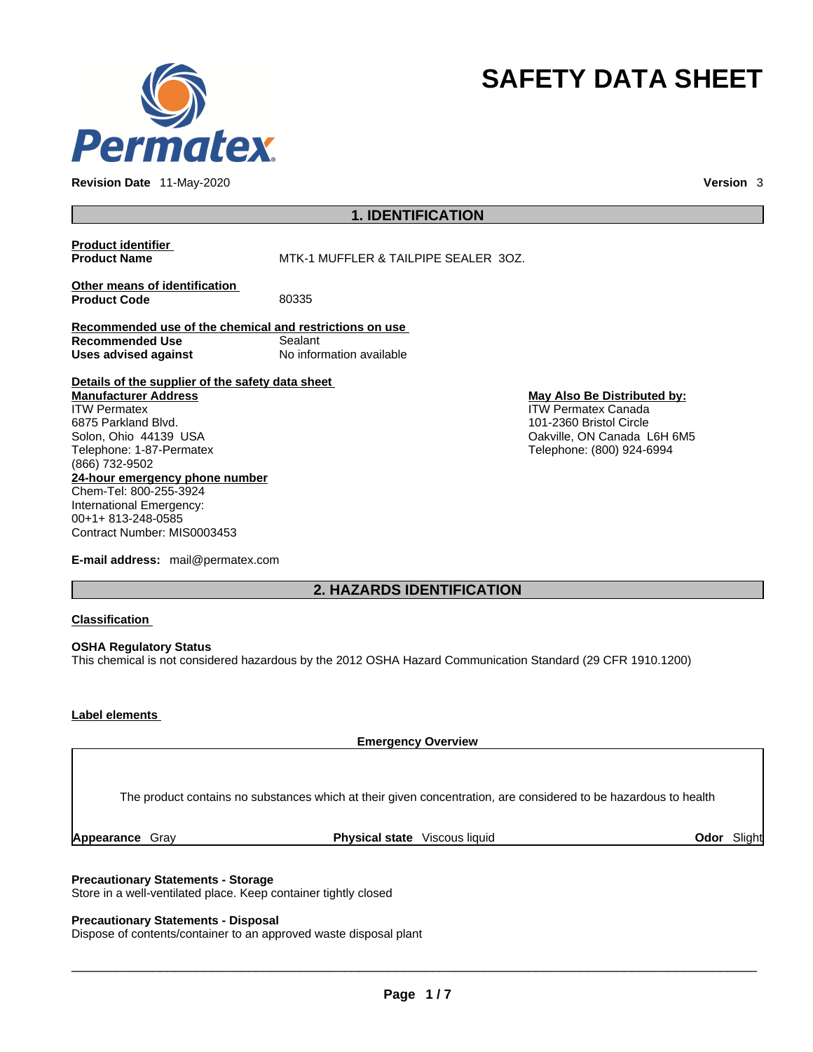# SAFETY DATA SHEET

**Revision Date** 11-May-2020 **Version** 3

## 1. IDENTIFICATION

**Product identifier**

**Product Name** MTK-1 MUFFLER & TAILPIPE SEALER 3OZ.

**Other means of identification**

**Product Code** 80335

**Recommended use of the chemical and restrictions on use**

**Recommended Use** Sealant

**Uses advised against** No information available

**Details of the supplier of the safety data sheet**

**Manufacturer Address**
ITW Permatex
6875 Parkland Blvd.
Solon, Ohio 44139 USA
Telephone: 1-87-Permatex
(866) 732-9502

**May Also Be Distributed by:**
ITW Permatex Canada
101-2360 Bristol Circle
Oakville, ON Canada L6H 6M5
Telephone: (800) 924-6994

**24-hour emergency phone number**
Chem-Tel: 800-255-3924
International Emergency:
00+1+ 813-248-0585
Contract Number: MIS0003453

**E-mail address:** mail@permatex.com

## 2. HAZARDS IDENTIFICATION

**Classification**

**OSHA Regulatory Status**
This chemical is not considered hazardous by the 2012 OSHA Hazard Communication Standard (29 CFR 1910.1200)

**Label elements**

**Emergency Overview**

The product contains no substances which at their given concentration, are considered to be hazardous to health

**Appearance** Gray **Physical state** Viscous liquid **Odor** Slight

**Precautionary Statements - Storage**
Store in a well-ventilated place. Keep container tightly closed

**Precautionary Statements - Disposal**
Dispose of contents/container to an approved waste disposal plant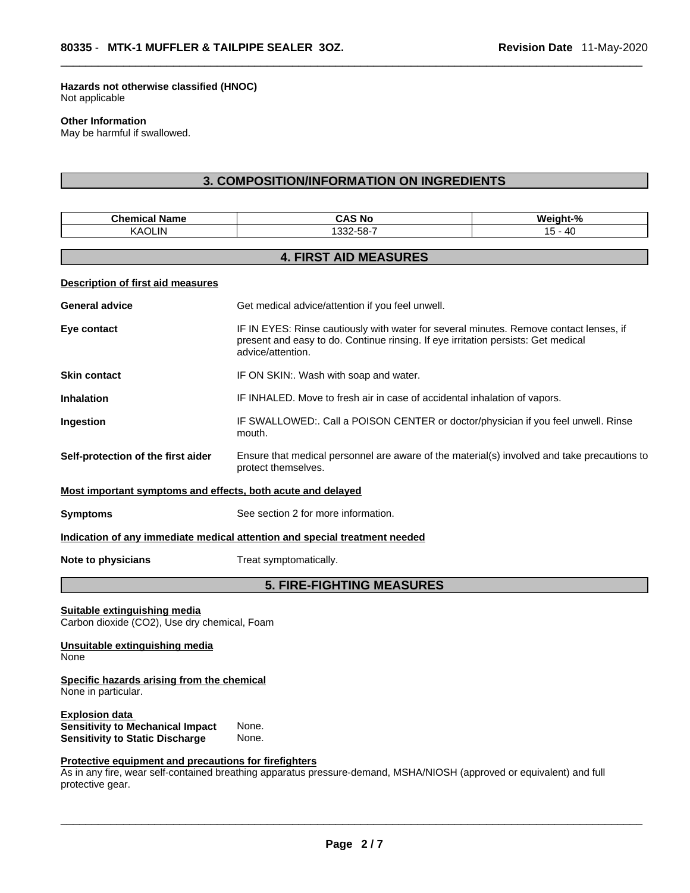**Hazards not otherwise classified (HNOC)**
Not applicable

**Other Information**
May be harmful if swallowed.

## 3. COMPOSITION/INFORMATION ON INGREDIENTS

| Chemical Name | CAS No | Weight-% |
|---|---|---|
| KAOLIN | 1332-58-7 | 15 - 40 |

## 4. FIRST AID MEASURES

**Description of first aid measures**

**General advice** Get medical advice/attention if you feel unwell.

**Eye contact** IF IN EYES: Rinse cautiously with water for several minutes. Remove contact lenses, if present and easy to do. Continue rinsing. If eye irritation persists: Get medical advice/attention.

**Skin contact** IF ON SKIN:. Wash with soap and water.

**Inhalation** IF INHALED. Move to fresh air in case of accidental inhalation of vapors.

**Ingestion** IF SWALLOWED:. Call a POISON CENTER or doctor/physician if you feel unwell. Rinse mouth.

**Self-protection of the first aider** Ensure that medical personnel are aware of the material(s) involved and take precautions to protect themselves.

**Most important symptoms and effects, both acute and delayed**

**Symptoms** See section 2 for more information.

**Indication of any immediate medical attention and special treatment needed**

**Note to physicians** Treat symptomatically.

## 5. FIRE-FIGHTING MEASURES

**Suitable extinguishing media**
Carbon dioxide (CO2), Use dry chemical, Foam

**Unsuitable extinguishing media**
None

**Specific hazards arising from the chemical**
None in particular.

**Explosion data**
**Sensitivity to Mechanical Impact** None.
**Sensitivity to Static Discharge** None.

**Protective equipment and precautions for firefighters**
As in any fire, wear self-contained breathing apparatus pressure-demand, MSHA/NIOSH (approved or equivalent) and full protective gear.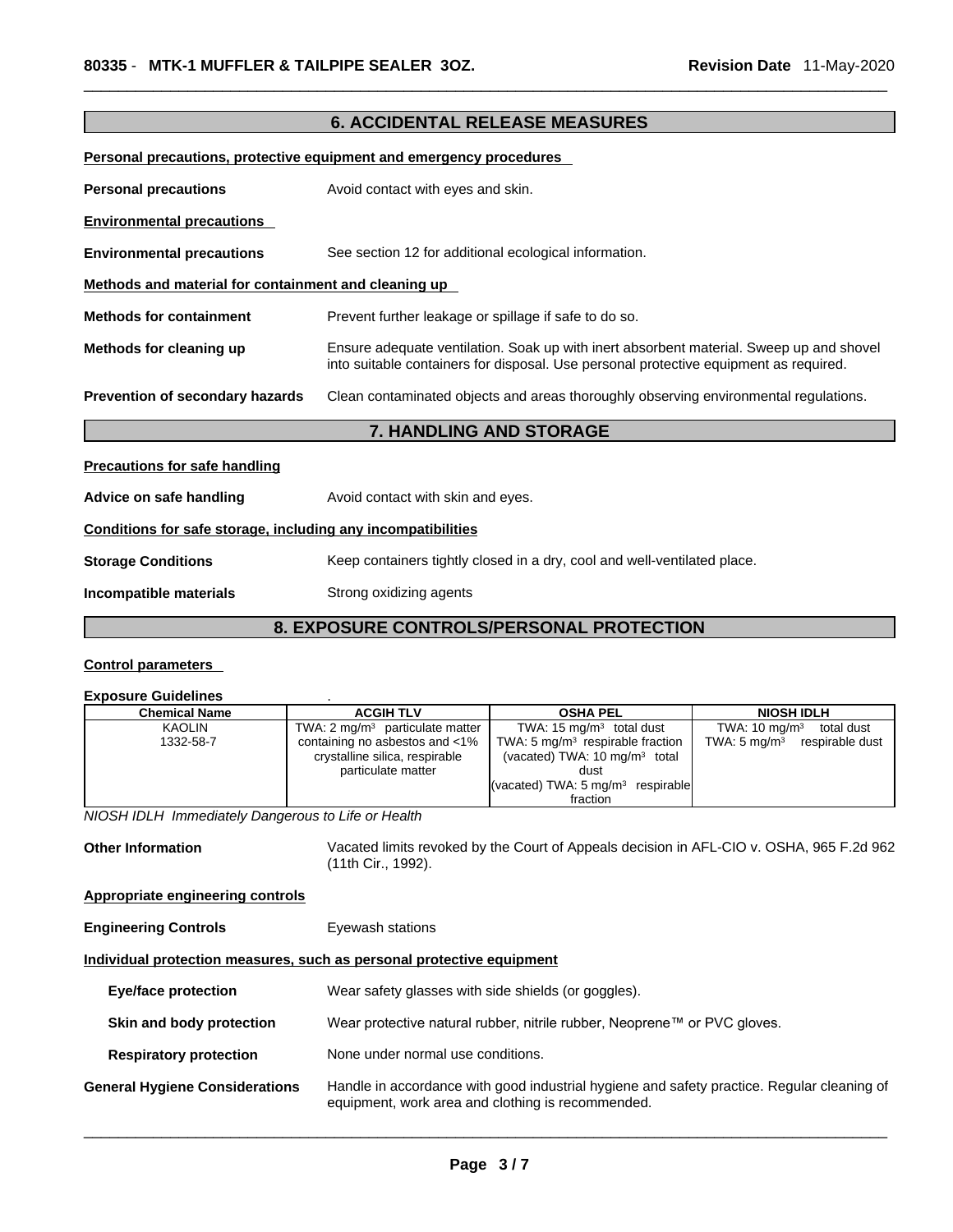## 6. ACCIDENTAL RELEASE MEASURES

**Personal precautions, protective equipment and emergency procedures**

**Personal precautions** Avoid contact with eyes and skin.

**Environmental precautions**

**Environmental precautions** See section 12 for additional ecological information.

**Methods and material for containment and cleaning up**

**Methods for containment** Prevent further leakage or spillage if safe to do so.

**Methods for cleaning up** Ensure adequate ventilation. Soak up with inert absorbent material. Sweep up and shovel into suitable containers for disposal. Use personal protective equipment as required.

**Prevention of secondary hazards** Clean contaminated objects and areas thoroughly observing environmental regulations.

## 7. HANDLING AND STORAGE

**Precautions for safe handling**

**Advice on safe handling** Avoid contact with skin and eyes.

**Conditions for safe storage, including any incompatibilities**

**Storage Conditions** Keep containers tightly closed in a dry, cool and well-ventilated place.

**Incompatible materials** Strong oxidizing agents

## 8. EXPOSURE CONTROLS/PERSONAL PROTECTION

**Control parameters**

**Exposure Guidelines** .

| Chemical Name | ACGIH TLV | OSHA PEL | NIOSH IDLH |
|---|---|---|---|
| KAOLIN<br>1332-58-7 | TWA: 2 mg/m³ particulate matter containing no asbestos and <1% crystalline silica, respirable particulate matter | TWA: 15 mg/m³ total dust<br>TWA: 5 mg/m³ respirable fraction<br>(vacated) TWA: 10 mg/m³ total dust<br>(vacated) TWA: 5 mg/m³ respirable fraction | TWA: 10 mg/m³ total dust<br>TWA: 5 mg/m³ respirable dust |

*NIOSH IDLH Immediately Dangerous to Life or Health*

**Other Information** Vacated limits revoked by the Court of Appeals decision in AFL-CIO v. OSHA, 965 F.2d 962 (11th Cir., 1992).

**Appropriate engineering controls**

**Engineering Controls** Eyewash stations

**Individual protection measures, such as personal protective equipment**

**Eye/face protection** Wear safety glasses with side shields (or goggles).

**Skin and body protection** Wear protective natural rubber, nitrile rubber, Neoprene™ or PVC gloves.

**Respiratory protection** None under normal use conditions.

**General Hygiene Considerations** Handle in accordance with good industrial hygiene and safety practice. Regular cleaning of equipment, work area and clothing is recommended.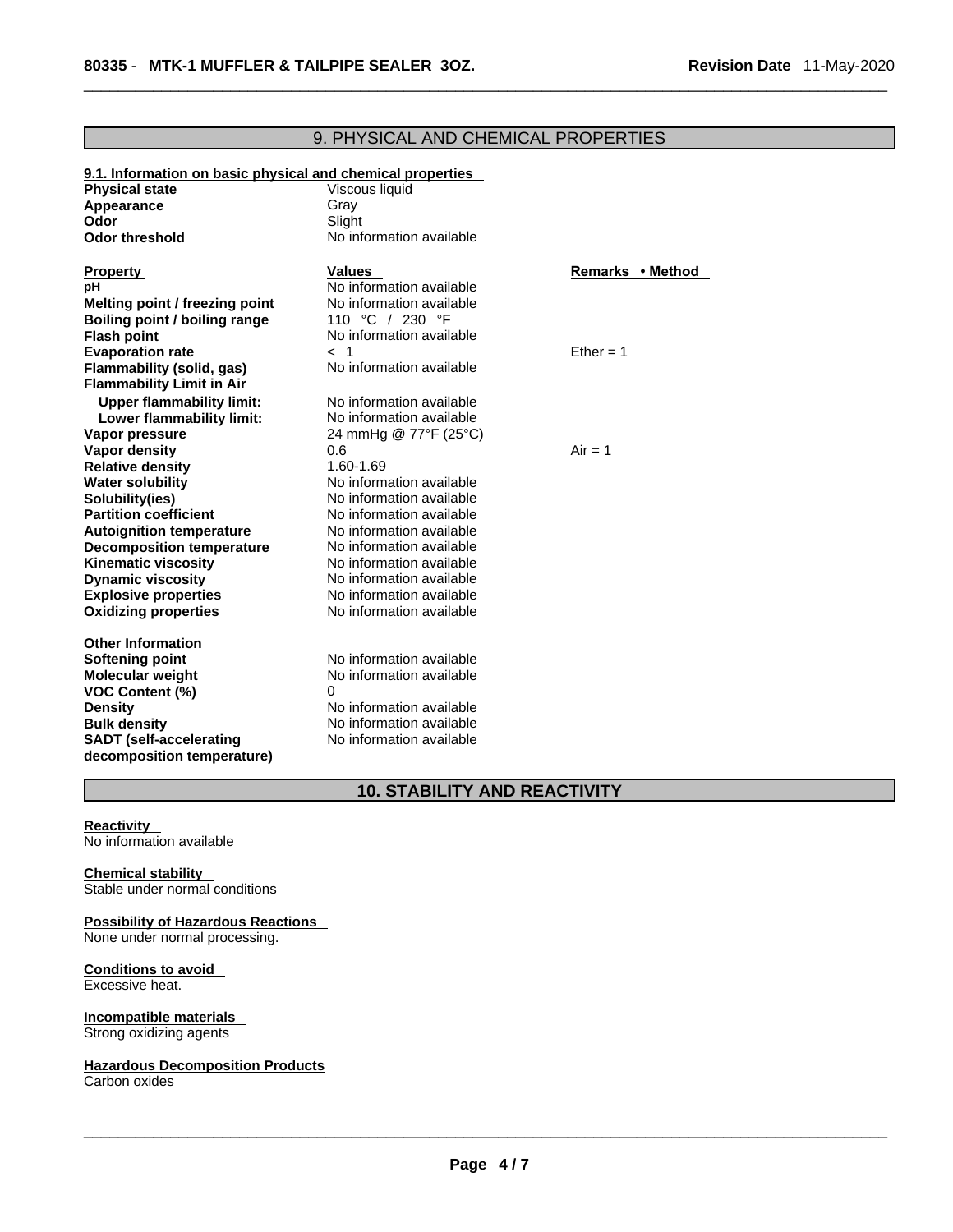## 9. PHYSICAL AND CHEMICAL PROPERTIES

**9.1. Information on basic physical and chemical properties**

| | |
|---|---|
| **Physical state** | Viscous liquid |
| **Appearance** | Gray |
| **Odor** | Slight |
| **Odor threshold** | No information available |

| **Property** | **Values** | **Remarks • Method** |
|---|---|---|
| **pH** | No information available | |
| **Melting point / freezing point** | No information available | |
| **Boiling point / boiling range** | 110 °C / 230 °F | |
| **Flash point** | No information available | |
| **Evaporation rate** | < 1 | Ether = 1 |
| **Flammability (solid, gas)** | No information available | |
| **Flammability Limit in Air** | | |
| **Upper flammability limit:** | No information available | |
| **Lower flammability limit:** | No information available | |
| **Vapor pressure** | 24 mmHg @ 77°F (25°C) | |
| **Vapor density** | 0.6 | Air = 1 |
| **Relative density** | 1.60-1.69 | |
| **Water solubility** | No information available | |
| **Solubility(ies)** | No information available | |
| **Partition coefficient** | No information available | |
| **Autoignition temperature** | No information available | |
| **Decomposition temperature** | No information available | |
| **Kinematic viscosity** | No information available | |
| **Dynamic viscosity** | No information available | |
| **Explosive properties** | No information available | |
| **Oxidizing properties** | No information available | |

**Other Information**

| | |
|---|---|
| **Softening point** | No information available |
| **Molecular weight** | No information available |
| **VOC Content (%)** | 0 |
| **Density** | No information available |
| **Bulk density** | No information available |
| **SADT (self-accelerating decomposition temperature)** | No information available |

## 10. STABILITY AND REACTIVITY

**Reactivity**
No information available

**Chemical stability**
Stable under normal conditions

**Possibility of Hazardous Reactions**
None under normal processing.

**Conditions to avoid**
Excessive heat.

**Incompatible materials**
Strong oxidizing agents

**Hazardous Decomposition Products**
Carbon oxides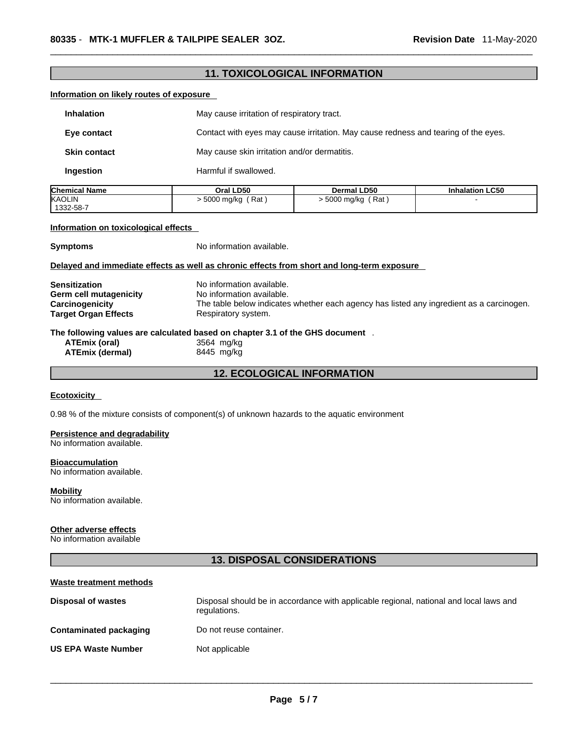## 11. TOXICOLOGICAL INFORMATION

**Information on likely routes of exposure**

**Inhalation** May cause irritation of respiratory tract.

**Eye contact** Contact with eyes may cause irritation. May cause redness and tearing of the eyes.

**Skin contact** May cause skin irritation and/or dermatitis.

**Ingestion** Harmful if swallowed.

| Chemical Name | Oral LD50 | Dermal LD50 | Inhalation LC50 |
|---|---|---|---|
| KAOLIN 1332-58-7 | > 5000 mg/kg ( Rat ) | > 5000 mg/kg ( Rat ) | - |

**Information on toxicological effects**

**Symptoms** No information available.

**Delayed and immediate effects as well as chronic effects from short and long-term exposure**

**Sensitization** No information available.
**Germ cell mutagenicity** No information available.
**Carcinogenicity** The table below indicates whether each agency has listed any ingredient as a carcinogen.
**Target Organ Effects** Respiratory system.

**The following values are calculated based on chapter 3.1 of the GHS document** .
**ATEmix (oral)** 3564 mg/kg
**ATEmix (dermal)** 8445 mg/kg

## 12. ECOLOGICAL INFORMATION

**Ecotoxicity**

0.98 % of the mixture consists of component(s) of unknown hazards to the aquatic environment

**Persistence and degradability**
No information available.

**Bioaccumulation**
No information available.

**Mobility**
No information available.

**Other adverse effects**
No information available

## 13. DISPOSAL CONSIDERATIONS

**Waste treatment methods**

**Disposal of wastes** Disposal should be in accordance with applicable regional, national and local laws and regulations.

**Contaminated packaging** Do not reuse container.

**US EPA Waste Number** Not applicable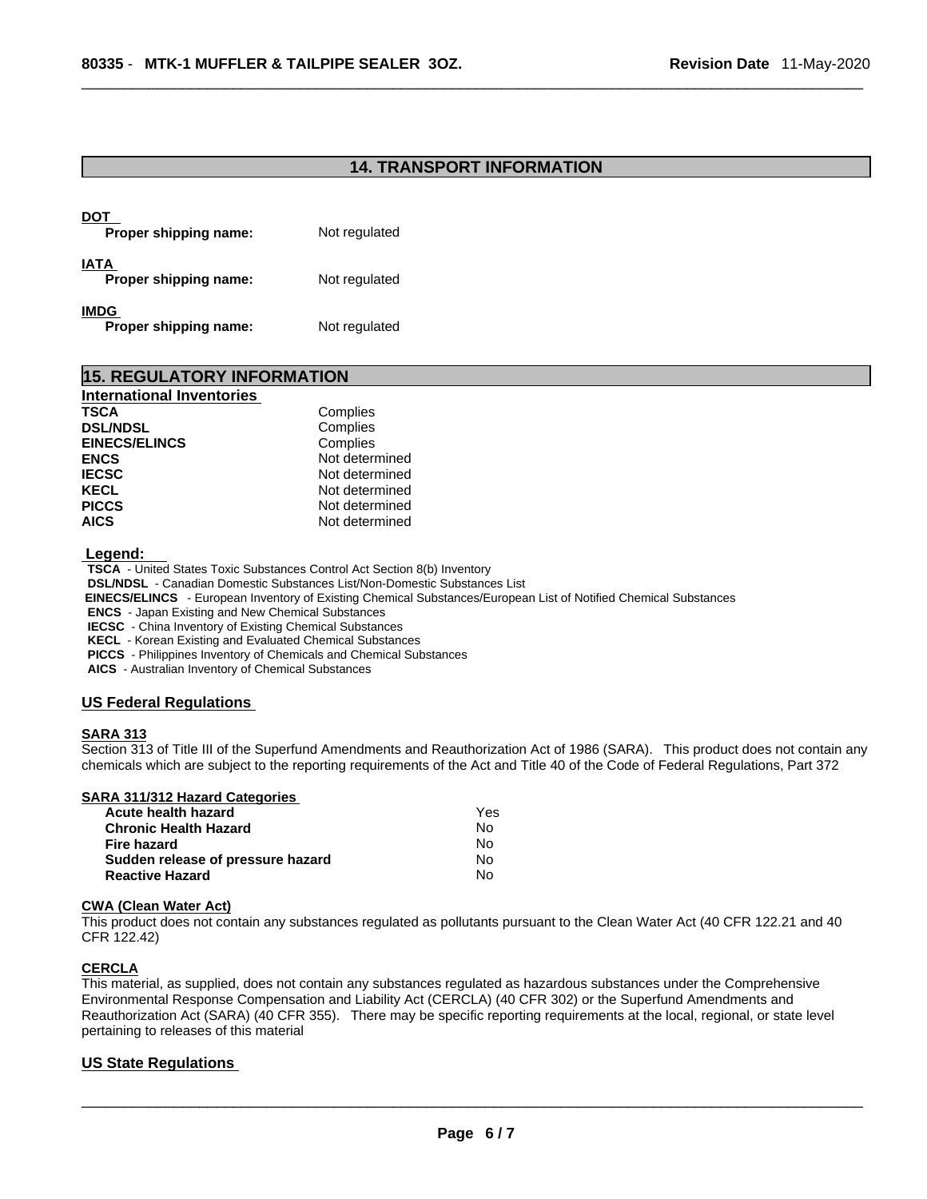## 14. TRANSPORT INFORMATION

**DOT**

| | |
|---|---|
| **Proper shipping name:** | Not regulated |

**IATA**

| | |
|---|---|
| **Proper shipping name:** | Not regulated |

**IMDG**

| | |
|---|---|
| **Proper shipping name:** | Not regulated |

## 15. REGULATORY INFORMATION

### International Inventories

| | |
|---|---|
| **TSCA** | Complies |
| **DSL/NDSL** | Complies |
| **EINECS/ELINCS** | Complies |
| **ENCS** | Not determined |
| **IECSC** | Not determined |
| **KECL** | Not determined |
| **PICCS** | Not determined |
| **AICS** | Not determined |

**Legend:**

**TSCA** - United States Toxic Substances Control Act Section 8(b) Inventory
**DSL/NDSL** - Canadian Domestic Substances List/Non-Domestic Substances List
**EINECS/ELINCS** - European Inventory of Existing Chemical Substances/European List of Notified Chemical Substances
**ENCS** - Japan Existing and New Chemical Substances
**IECSC** - China Inventory of Existing Chemical Substances
**KECL** - Korean Existing and Evaluated Chemical Substances
**PICCS** - Philippines Inventory of Chemicals and Chemical Substances
**AICS** - Australian Inventory of Chemical Substances

### US Federal Regulations

**SARA 313**

Section 313 of Title III of the Superfund Amendments and Reauthorization Act of 1986 (SARA). This product does not contain any chemicals which are subject to the reporting requirements of the Act and Title 40 of the Code of Federal Regulations, Part 372

**SARA 311/312 Hazard Categories**

| | |
|---|---|
| **Acute health hazard** | Yes |
| **Chronic Health Hazard** | No |
| **Fire hazard** | No |
| **Sudden release of pressure hazard** | No |
| **Reactive Hazard** | No |

**CWA (Clean Water Act)**

This product does not contain any substances regulated as pollutants pursuant to the Clean Water Act (40 CFR 122.21 and 40 CFR 122.42)

**CERCLA**

This material, as supplied, does not contain any substances regulated as hazardous substances under the Comprehensive Environmental Response Compensation and Liability Act (CERCLA) (40 CFR 302) or the Superfund Amendments and Reauthorization Act (SARA) (40 CFR 355). There may be specific reporting requirements at the local, regional, or state level pertaining to releases of this material

### US State Regulations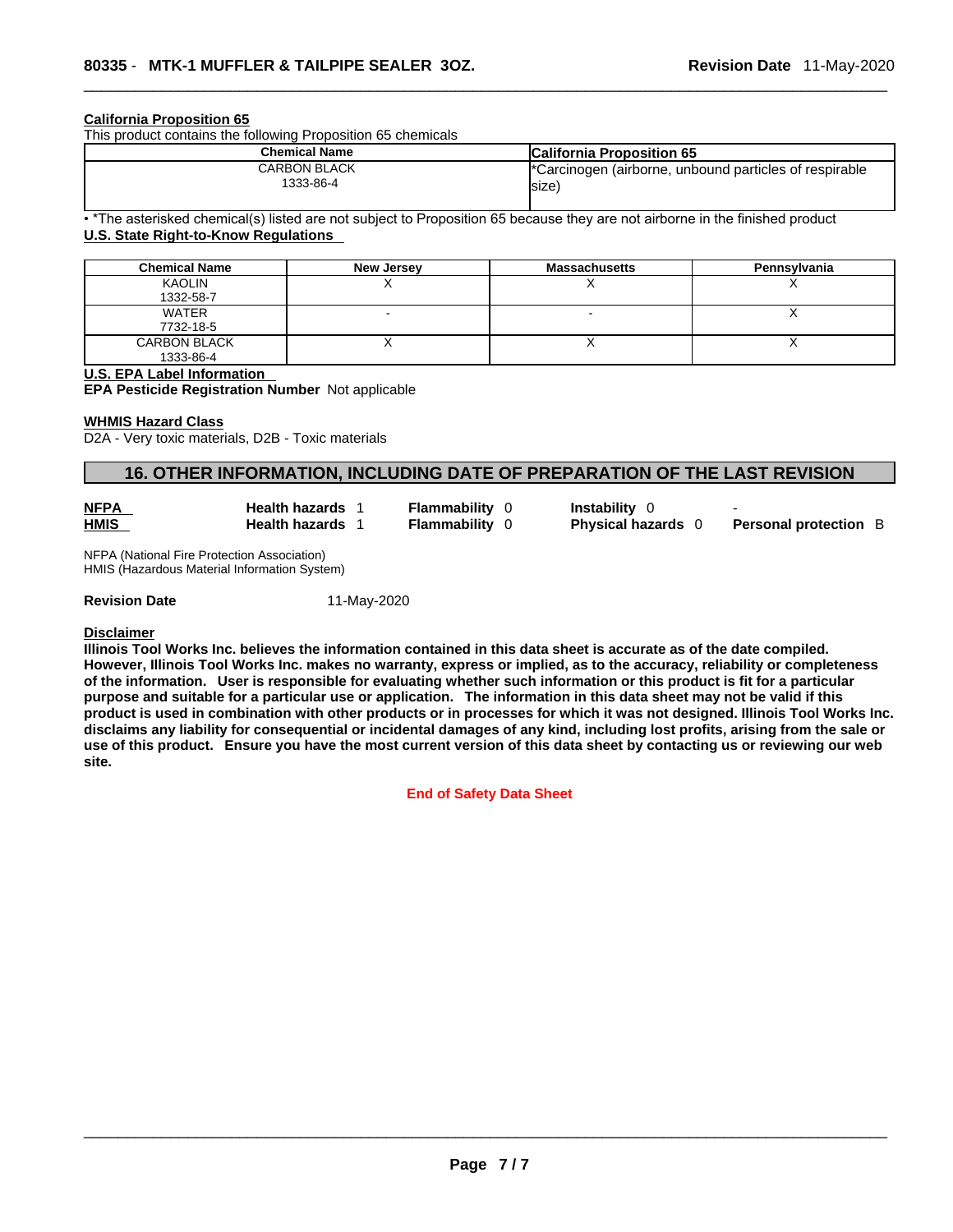**California Proposition 65**

This product contains the following Proposition 65 chemicals

| Chemical Name | California Proposition 65 |
|---|---|
| CARBON BLACK<br>1333-86-4 | *Carcinogen (airborne, unbound particles of respirable size) |

• *The asterisked chemical(s) listed are not subject to Proposition 65 because they are not airborne in the finished product

**U.S. State Right-to-Know Regulations**

| Chemical Name | New Jersey | Massachusetts | Pennsylvania |
|---|---|---|---|
| KAOLIN<br>1332-58-7 | X | X | X |
| WATER<br>7732-18-5 | - | - | X |
| CARBON BLACK<br>1333-86-4 | X | X | X |

**U.S. EPA Label Information**

**EPA Pesticide Registration Number** Not applicable

**WHMIS Hazard Class**

D2A - Very toxic materials, D2B - Toxic materials

## 16. OTHER INFORMATION, INCLUDING DATE OF PREPARATION OF THE LAST REVISION

| | | | | |
|---|---|---|---|---|
| **NFPA** | **Health hazards** 1 | **Flammability** 0 | **Instability** 0 | - |
| **HMIS** | **Health hazards** 1 | **Flammability** 0 | **Physical hazards** 0 | **Personal protection** B |

NFPA (National Fire Protection Association)
HMIS (Hazardous Material Information System)

**Revision Date** 11-May-2020

**Disclaimer**

**Illinois Tool Works Inc. believes the information contained in this data sheet is accurate as of the date compiled. However, Illinois Tool Works Inc. makes no warranty, express or implied, as to the accuracy, reliability or completeness of the information. User is responsible for evaluating whether such information or this product is fit for a particular purpose and suitable for a particular use or application. The information in this data sheet may not be valid if this product is used in combination with other products or in processes for which it was not designed. Illinois Tool Works Inc. disclaims any liability for consequential or incidental damages of any kind, including lost profits, arising from the sale or use of this product. Ensure you have the most current version of this data sheet by contacting us or reviewing our web site.**

**End of Safety Data Sheet**